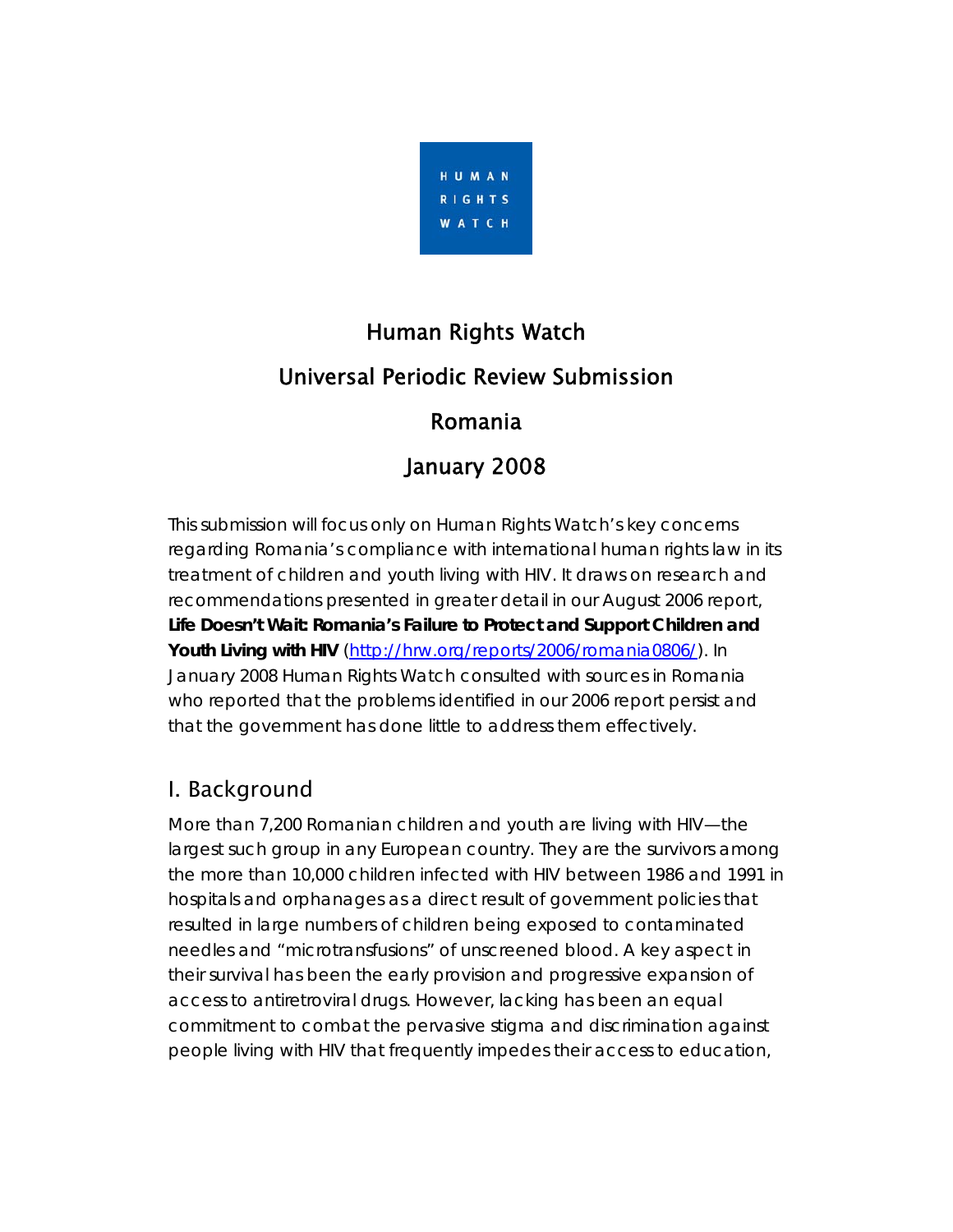HUMAN RIGHTS WATCH

# Human Rights Watch

# Universal Periodic Review Submission

# Romania

# January 2008

This submission will focus only on Human Rights Watch's key concerns regarding Romania's compliance with international human rights law in its treatment of children and youth living with HIV. It draws on research and recommendations presented in greater detail in our August 2006 report, **Life Doesn't Wait: Romania's Failure to Protect and Support Children and Youth Living with HIV** (http://hrw.org/reports/2006/romania0806/). In January 2008 Human Rights Watch consulted with sources in Romania who reported that the problems identified in our 2006 report persist and that the government has done little to address them effectively.

## I. Background

More than 7,200 Romanian children and youth are living with HIV—the largest such group in any European country. They are the survivors among the more than 10,000 children infected with HIV between 1986 and 1991 in hospitals and orphanages as a direct result of government policies that resulted in large numbers of children being exposed to contaminated needles and "microtransfusions" of unscreened blood. A key aspect in their survival has been the early provision and progressive expansion of access to antiretroviral drugs. However, lacking has been an equal commitment to combat the pervasive stigma and discrimination against people living with HIV that frequently impedes their access to education,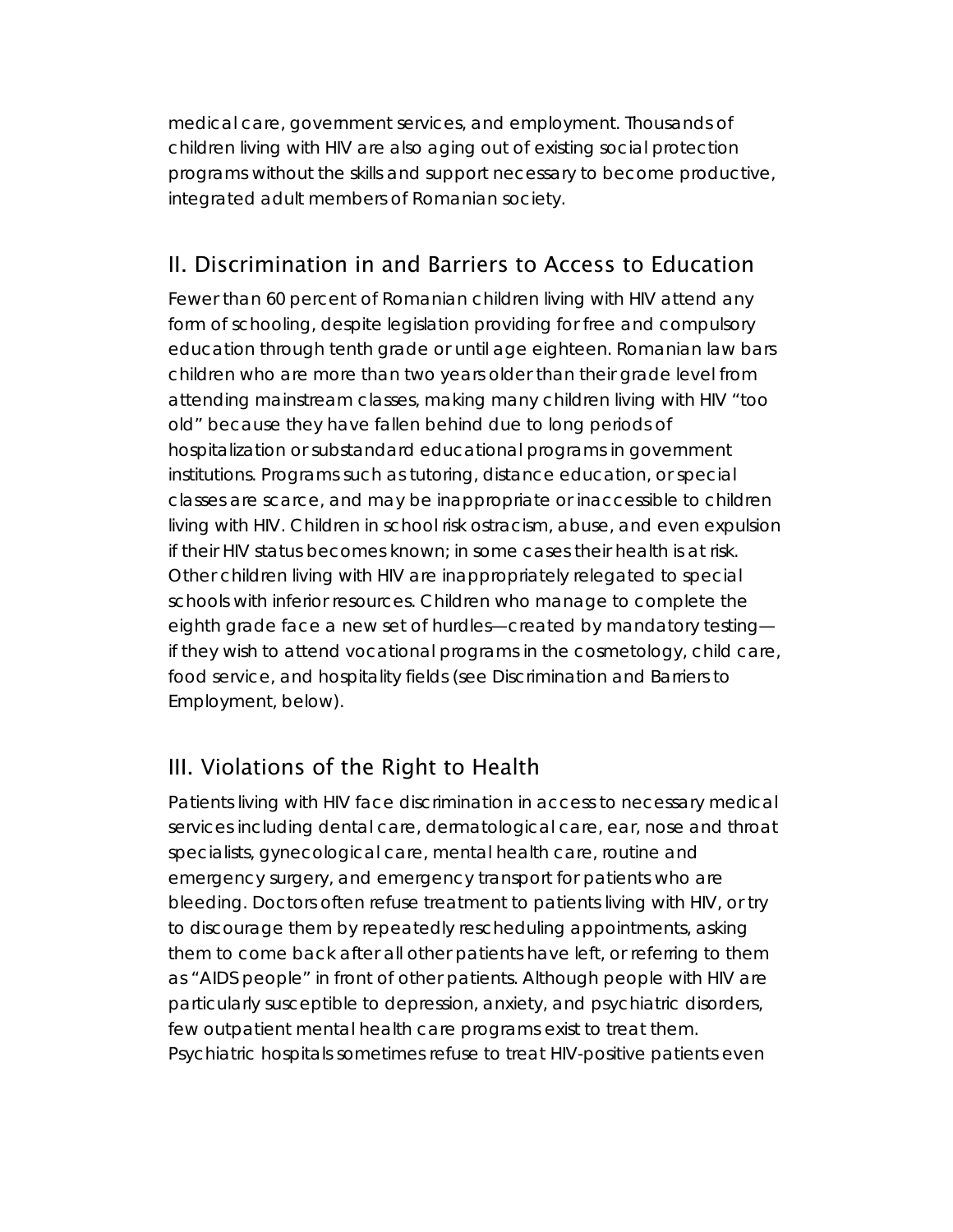medical care, government services, and employment. Thousands of children living with HIV are also aging out of existing social protection programs without the skills and support necessary to become productive, integrated adult members of Romanian society.

## II. Discrimination in and Barriers to Access to Education

Fewer than 60 percent of Romanian children living with HIV attend any form of schooling, despite legislation providing for free and compulsory education through tenth grade or until age eighteen. Romanian law bars children who are more than two years older than their grade level from attending mainstream classes, making many children living with HIV "too old" because they have fallen behind due to long periods of hospitalization or substandard educational programs in government institutions. Programs such as tutoring, distance education, or special classes are scarce, and may be inappropriate or inaccessible to children living with HIV. Children in school risk ostracism, abuse, and even expulsion if their HIV status becomes known; in some cases their health is at risk. Other children living with HIV are inappropriately relegated to special schools with inferior resources. Children who manage to complete the eighth grade face a new set of hurdles—created by mandatory testing—if they wish to attend vocational programs in the cosmetology, child care, food service, and hospitality fields (see Discrimination and Barriers to Employment, below).

## III. Violations of the Right to Health

Patients living with HIV face discrimination in access to necessary medical services including dental care, dermatological care, ear, nose and throat specialists, gynecological care, mental health care, routine and emergency surgery, and emergency transport for patients who are bleeding. Doctors often refuse treatment to patients living with HIV, or try to discourage them by repeatedly rescheduling appointments, asking them to come back after all other patients have left, or referring to them as "AIDS people" in front of other patients. Although people with HIV are particularly susceptible to depression, anxiety, and psychiatric disorders, few outpatient mental health care programs exist to treat them. Psychiatric hospitals sometimes refuse to treat HIV-positive patients even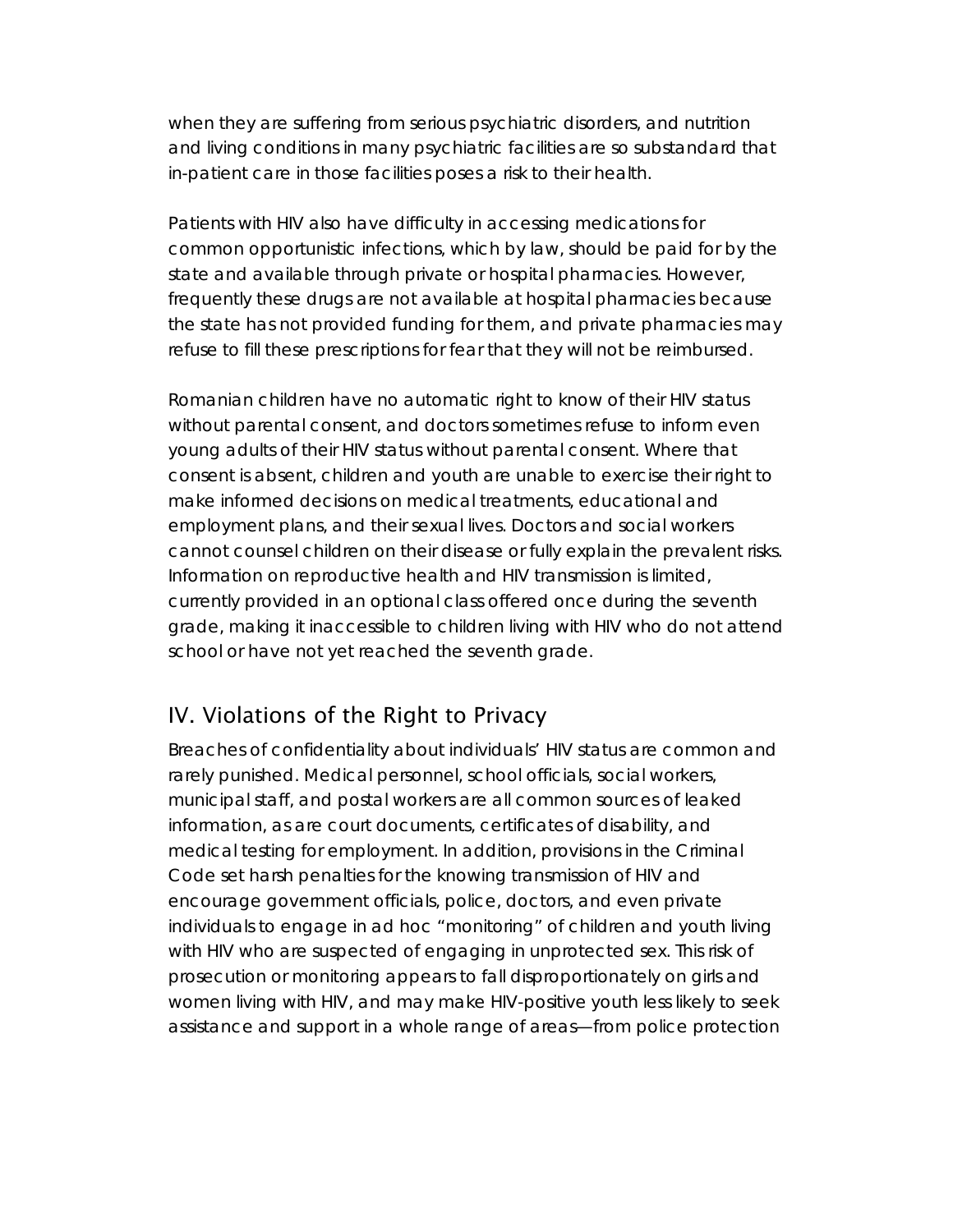when they are suffering from serious psychiatric disorders, and nutrition and living conditions in many psychiatric facilities are so substandard that in-patient care in those facilities poses a risk to their health.

Patients with HIV also have difficulty in accessing medications for common opportunistic infections, which by law, should be paid for by the state and available through private or hospital pharmacies. However, frequently these drugs are not available at hospital pharmacies because the state has not provided funding for them, and private pharmacies may refuse to fill these prescriptions for fear that they will not be reimbursed.

Romanian children have no automatic right to know of their HIV status without parental consent, and doctors sometimes refuse to inform even young adults of their HIV status without parental consent. Where that consent is absent, children and youth are unable to exercise their right to make informed decisions on medical treatments, educational and employment plans, and their sexual lives. Doctors and social workers cannot counsel children on their disease or fully explain the prevalent risks. Information on reproductive health and HIV transmission is limited, currently provided in an optional class offered once during the seventh grade, making it inaccessible to children living with HIV who do not attend school or have not yet reached the seventh grade.

## IV. Violations of the Right to Privacy

Breaches of confidentiality about individuals' HIV status are common and rarely punished. Medical personnel, school officials, social workers, municipal staff, and postal workers are all common sources of leaked information, as are court documents, certificates of disability, and medical testing for employment. In addition, provisions in the Criminal Code set harsh penalties for the knowing transmission of HIV and encourage government officials, police, doctors, and even private individuals to engage in ad hoc "monitoring" of children and youth living with HIV who are suspected of engaging in unprotected sex. This risk of prosecution or monitoring appears to fall disproportionately on girls and women living with HIV, and may make HIV-positive youth less likely to seek assistance and support in a whole range of areas—from police protection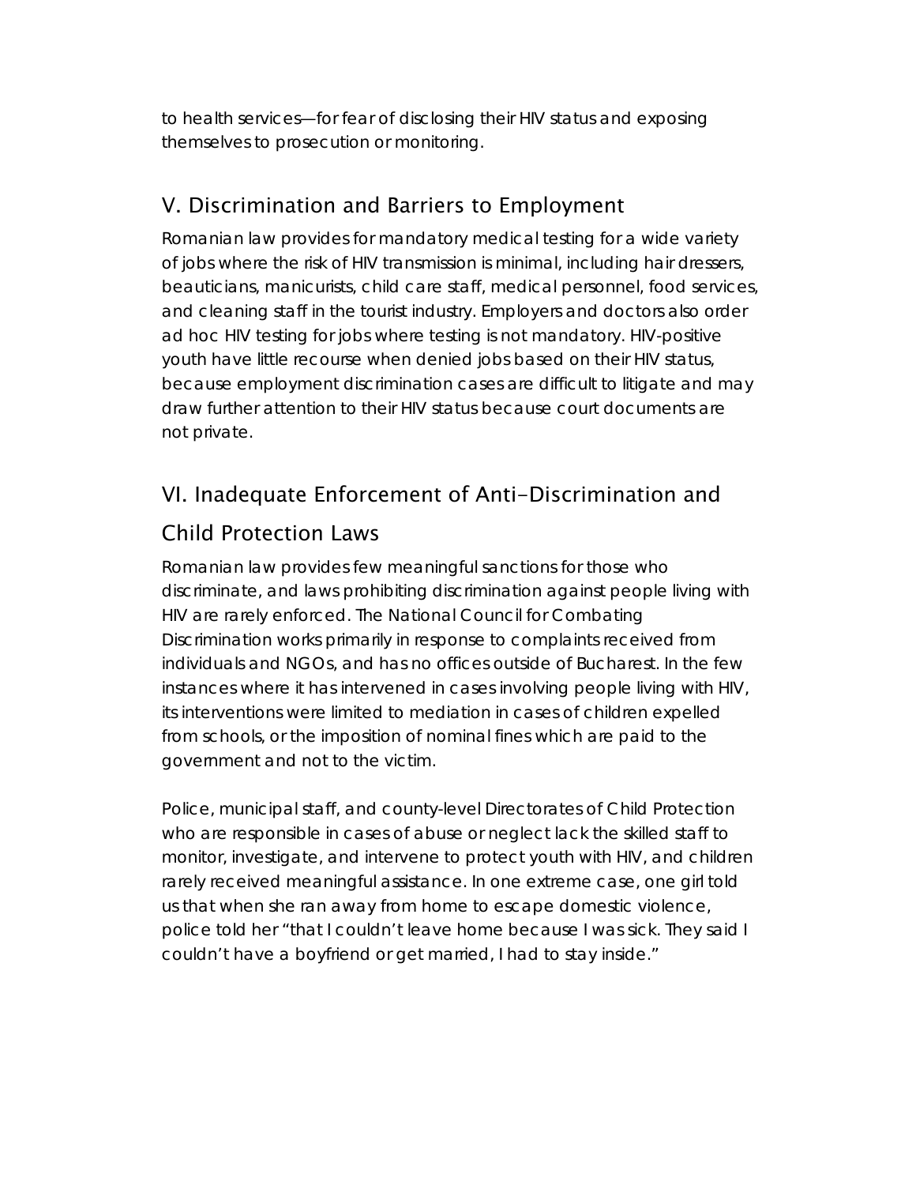to health services—for fear of disclosing their HIV status and exposing themselves to prosecution or monitoring.

## V. Discrimination and Barriers to Employment

Romanian law provides for mandatory medical testing for a wide variety of jobs where the risk of HIV transmission is minimal, including hair dressers, beauticians, manicurists, child care staff, medical personnel, food services, and cleaning staff in the tourist industry. Employers and doctors also order ad hoc HIV testing for jobs where testing is not mandatory. HIV-positive youth have little recourse when denied jobs based on their HIV status, because employment discrimination cases are difficult to litigate and may draw further attention to their HIV status because court documents are not private.

## VI. Inadequate Enforcement of Anti-Discrimination and Child Protection Laws

Romanian law provides few meaningful sanctions for those who discriminate, and laws prohibiting discrimination against people living with HIV are rarely enforced. The National Council for Combating Discrimination works primarily in response to complaints received from individuals and NGOs, and has no offices outside of Bucharest. In the few instances where it has intervened in cases involving people living with HIV, its interventions were limited to mediation in cases of children expelled from schools, or the imposition of nominal fines which are paid to the government and not to the victim.

Police, municipal staff, and county-level Directorates of Child Protection who are responsible in cases of abuse or neglect lack the skilled staff to monitor, investigate, and intervene to protect youth with HIV, and children rarely received meaningful assistance. In one extreme case, one girl told us that when she ran away from home to escape domestic violence, police told her "that I couldn't leave home because I was sick. They said I couldn't have a boyfriend or get married, I had to stay inside."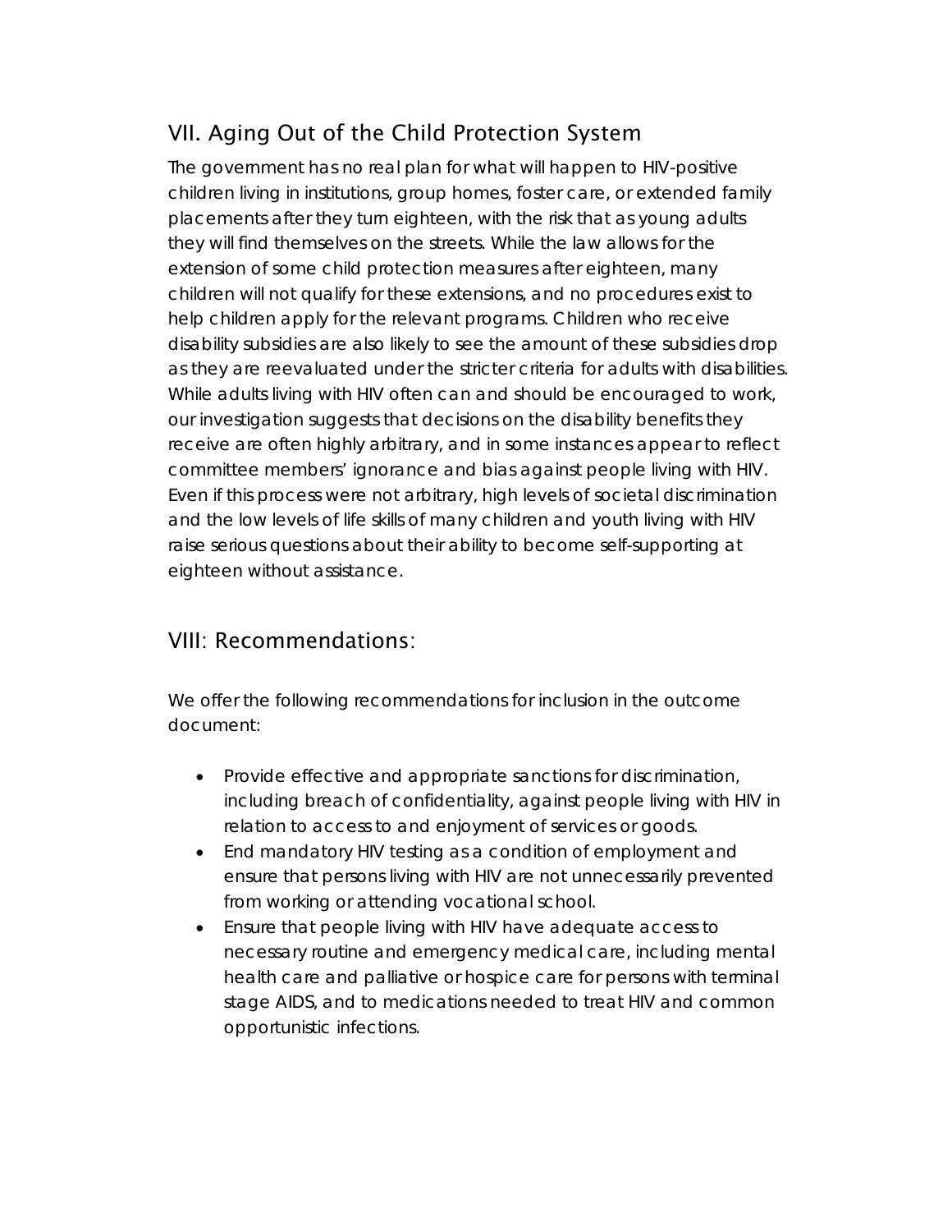## VII. Aging Out of the Child Protection System

The government has no real plan for what will happen to HIV-positive children living in institutions, group homes, foster care, or extended family placements after they turn eighteen, with the risk that as young adults they will find themselves on the streets. While the law allows for the extension of some child protection measures after eighteen, many children will not qualify for these extensions, and no procedures exist to help children apply for the relevant programs. Children who receive disability subsidies are also likely to see the amount of these subsidies drop as they are reevaluated under the stricter criteria for adults with disabilities. While adults living with HIV often can and should be encouraged to work, our investigation suggests that decisions on the disability benefits they receive are often highly arbitrary, and in some instances appear to reflect committee members' ignorance and bias against people living with HIV. Even if this process were not arbitrary, high levels of societal discrimination and the low levels of life skills of many children and youth living with HIV raise serious questions about their ability to become self-supporting at eighteen without assistance.

## VIII: Recommendations:

We offer the following recommendations for inclusion in the outcome document:

- Provide effective and appropriate sanctions for discrimination, including breach of confidentiality, against people living with HIV in relation to access to and enjoyment of services or goods.
- End mandatory HIV testing as a condition of employment and ensure that persons living with HIV are not unnecessarily prevented from working or attending vocational school.
- Ensure that people living with HIV have adequate access to necessary routine and emergency medical care, including mental health care and palliative or hospice care for persons with terminal stage AIDS, and to medications needed to treat HIV and common opportunistic infections.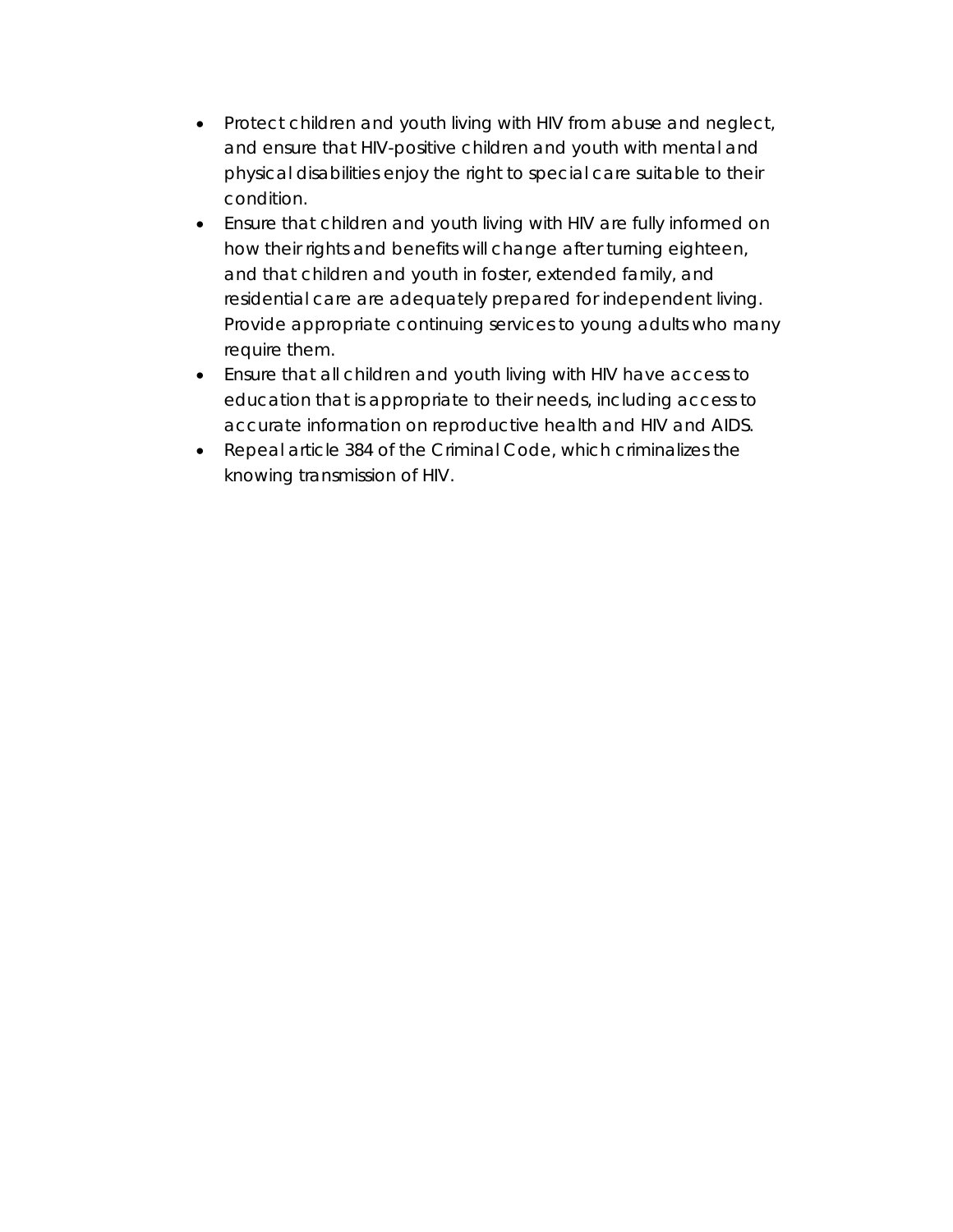- Protect children and youth living with HIV from abuse and neglect, and ensure that HIV-positive children and youth with mental and physical disabilities enjoy the right to special care suitable to their condition.
- Ensure that children and youth living with HIV are fully informed on how their rights and benefits will change after turning eighteen, and that children and youth in foster, extended family, and residential care are adequately prepared for independent living. Provide appropriate continuing services to young adults who many require them.
- Ensure that all children and youth living with HIV have access to education that is appropriate to their needs, including access to accurate information on reproductive health and HIV and AIDS.
- Repeal article 384 of the Criminal Code, which criminalizes the knowing transmission of HIV.